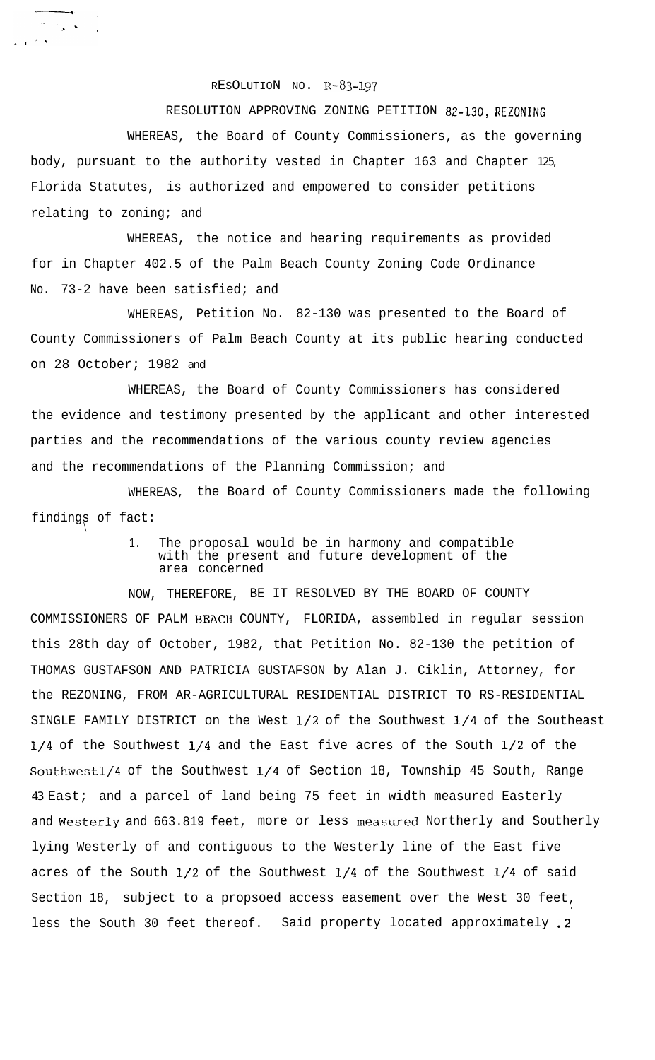RESOLUTION NO. R-83-197

RESOLUTION APPROVING ZONING PETITION 82-130, REZONING

WHEREAS, the Board of County Commissioners, as the governing body, pursuant to the authority vested in Chapter 163 and Chapter 125, Florida Statutes, is authorized and empowered to consider petitions relating to zoning; and

WHEREAS, the notice and hearing requirements as provided for in Chapter 402.5 of the Palm Beach County Zoning Code Ordinance No. 73-2 have been satisfied; and

WHEREAS, Petition No. 82-130 was presented to the Board of County Commissioners of Palm Beach County at its public hearing conducted on 28 October; 1982 and

WHEREAS, the Board of County Commissioners has considered the evidence and testimony presented by the applicant and other interested parties and the recommendations of the various county review agencies and the recommendations of the Planning Commission; and

WHEREAS, the Board of County Commissioners made the following findings of fact:

1. The proposal would be in harmony and compatible with the present and future development of the area concerned

NOW, THEREFORE, BE IT RESOLVED BY THE BOARD OF COUNTY COMMISSIONERS OF PALM BEACH COUNTY, FLORIDA, assembled in regular session this 28th day of October, 1982, that Petition No. 82-130 the petition of THOMAS GUSTAFSON AND PATRICIA GUSTAFSON by Alan J. Ciklin, Attorney, for the REZONING, FROM AR-AGRICULTURAL RESIDENTIAL DISTRICT TO RS-RESIDENTIAL SINGLE FAMILY DISTRICT on the West 1/2 of the Southwest 1/4 of the Southeast 1/4 of the Southwest 1/4 and the East five acres of the South 1/2 of the Southwestl/4 of the Southwest 1/4 of Section 18, Township 45 South, Range 43 East; and a parcel of land being 75 feet in width measured Easterly and Westerly and 663.819 feet, more or less measured Northerly and Southerly lying Westerly of and contiguous to the Westerly line of the East five acres of the South 1/2 of the Southwest 1/4 of the Southwest 1/4 of said Section 18, subject to a propsoed access easement over the West 30 feet, less the South 30 feet thereof. Said property located approximately .2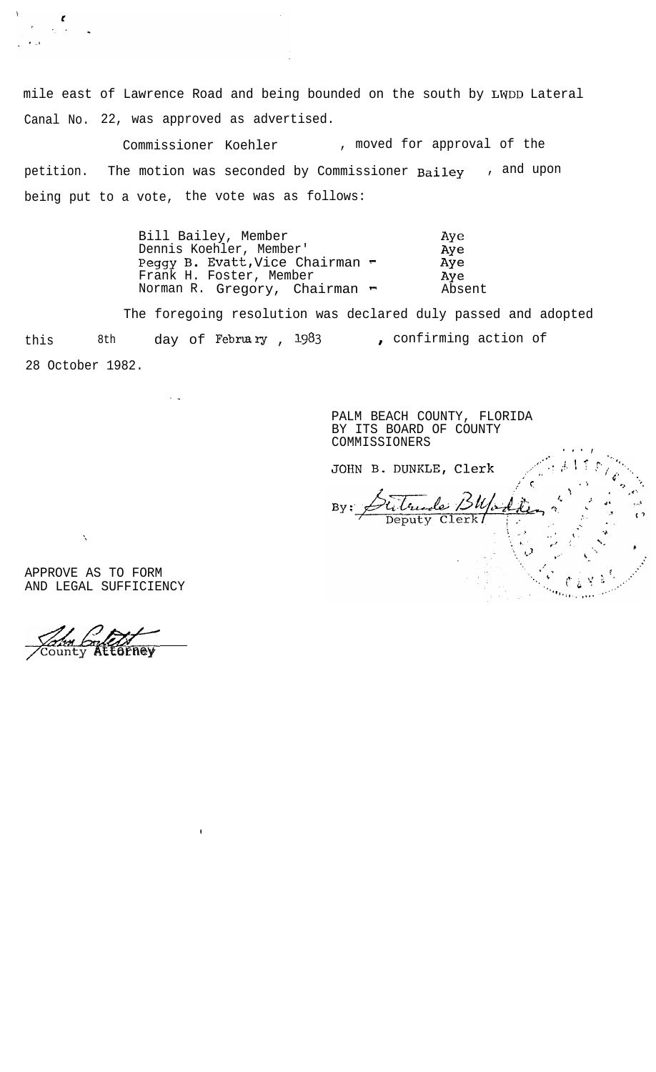mile east of Lawrence Road and being bounded on the south by LWDD Lateral Canal No. 22, was approved as advertised.

Commissioner Koehler, moved for approval of the petition. The motion was seconded by Commissioner Bailey, and upon being put to a vote, the vote was as follows:

| | |
|---|---|
| Bill Bailey, Member | Aye |
| Dennis Koehler, Member | Aye |
| Peggy B. Evatt, Vice Chairman | Aye |
| Frank H. Foster, Member | Aye |
| Norman R. Gregory, Chairman | Absent |

The foregoing resolution was declared duly passed and adopted this 8th day of February, 1983, confirming action of 28 October 1982.

PALM BEACH COUNTY, FLORIDA
BY ITS BOARD OF COUNTY
COMMISSIONERS

JOHN B. DUNKLE, Clerk

By: Deputy Clerk

APPROVE AS TO FORM
AND LEGAL SUFFICIENCY

County Attorney